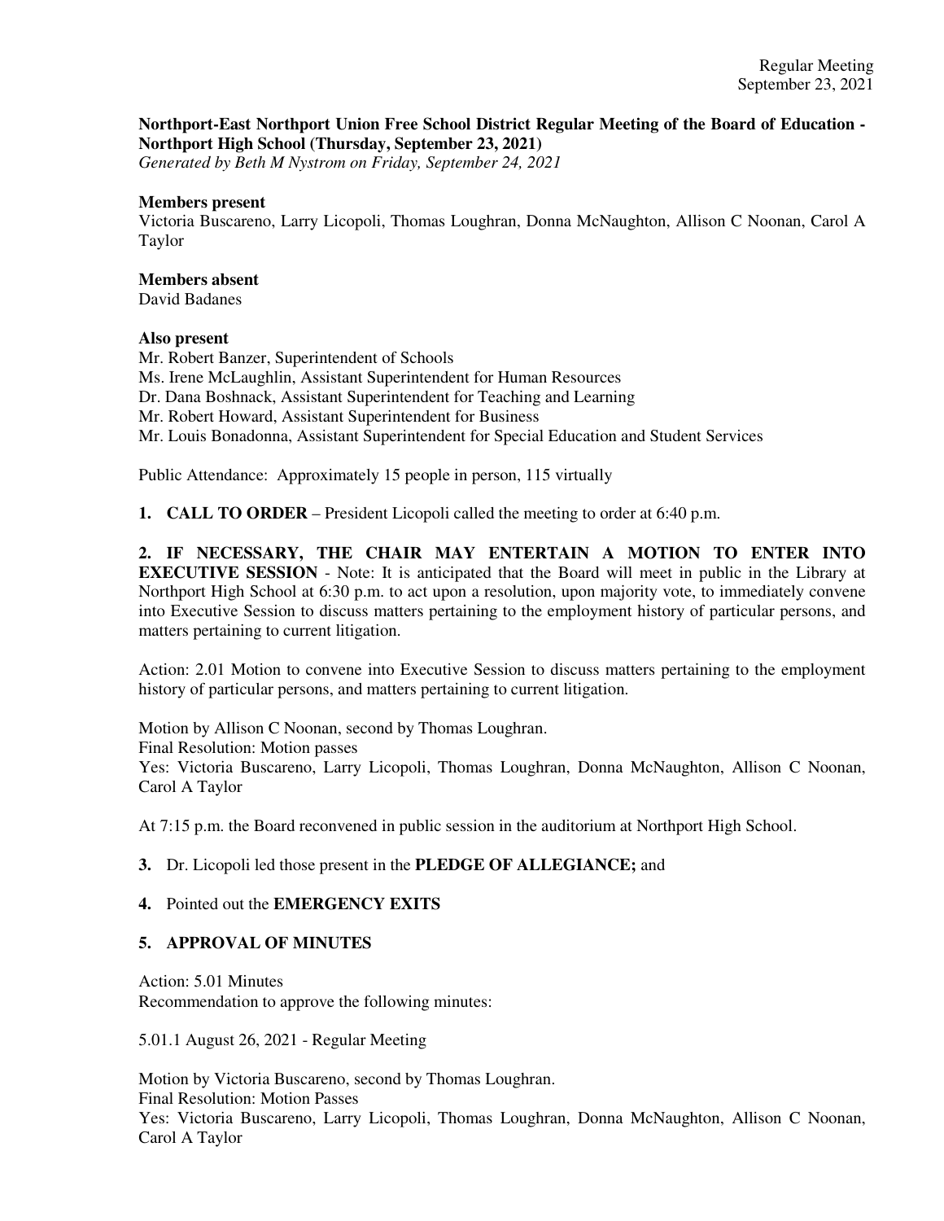**Northport-East Northport Union Free School District Regular Meeting of the Board of Education - Northport High School (Thursday, September 23, 2021)**
*Generated by Beth M Nystrom on Friday, September 24, 2021*

**Members present**
Victoria Buscareno, Larry Licopoli, Thomas Loughran, Donna McNaughton, Allison C Noonan, Carol A Taylor

**Members absent**
David Badanes

**Also present**
Mr. Robert Banzer, Superintendent of Schools
Ms. Irene McLaughlin, Assistant Superintendent for Human Resources
Dr. Dana Boshnack, Assistant Superintendent for Teaching and Learning
Mr. Robert Howard, Assistant Superintendent for Business
Mr. Louis Bonadonna, Assistant Superintendent for Special Education and Student Services

Public Attendance: Approximately 15 people in person, 115 virtually

**1. CALL TO ORDER** – President Licopoli called the meeting to order at 6:40 p.m.

**2. IF NECESSARY, THE CHAIR MAY ENTERTAIN A MOTION TO ENTER INTO EXECUTIVE SESSION** - Note: It is anticipated that the Board will meet in public in the Library at Northport High School at 6:30 p.m. to act upon a resolution, upon majority vote, to immediately convene into Executive Session to discuss matters pertaining to the employment history of particular persons, and matters pertaining to current litigation.

Action: 2.01 Motion to convene into Executive Session to discuss matters pertaining to the employment history of particular persons, and matters pertaining to current litigation.

Motion by Allison C Noonan, second by Thomas Loughran.
Final Resolution: Motion passes
Yes: Victoria Buscareno, Larry Licopoli, Thomas Loughran, Donna McNaughton, Allison C Noonan, Carol A Taylor

At 7:15 p.m. the Board reconvened in public session in the auditorium at Northport High School.

**3.** Dr. Licopoli led those present in the **PLEDGE OF ALLEGIANCE;** and

**4.** Pointed out the **EMERGENCY EXITS**

**5. APPROVAL OF MINUTES**

Action: 5.01 Minutes
Recommendation to approve the following minutes:

5.01.1 August 26, 2021 - Regular Meeting

Motion by Victoria Buscareno, second by Thomas Loughran.
Final Resolution: Motion Passes
Yes: Victoria Buscareno, Larry Licopoli, Thomas Loughran, Donna McNaughton, Allison C Noonan, Carol A Taylor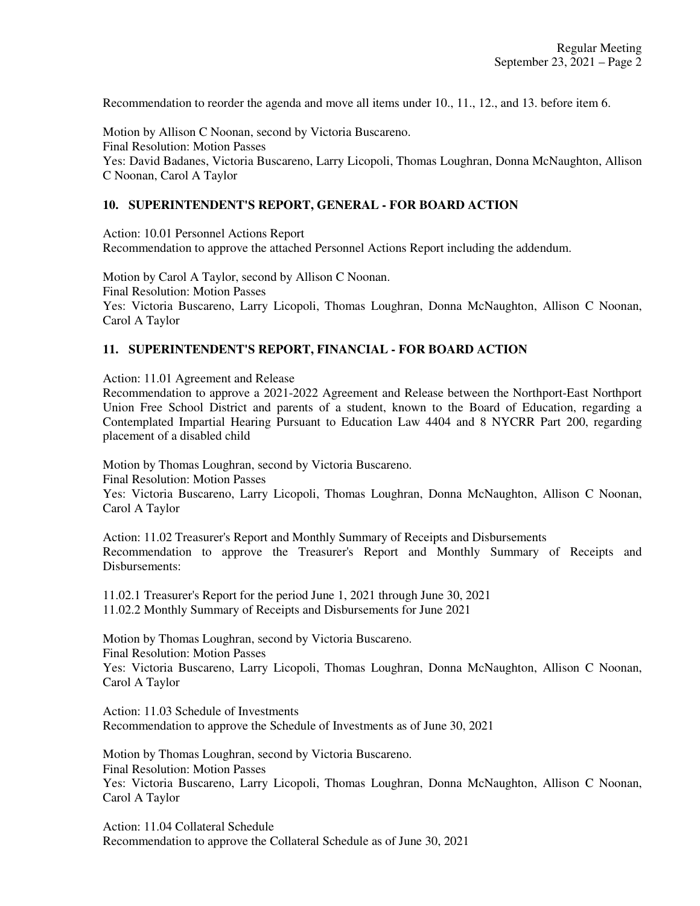Recommendation to reorder the agenda and move all items under 10., 11., 12., and 13. before item 6.

Motion by Allison C Noonan, second by Victoria Buscareno.
Final Resolution: Motion Passes
Yes: David Badanes, Victoria Buscareno, Larry Licopoli, Thomas Loughran, Donna McNaughton, Allison C Noonan, Carol A Taylor

## 10. SUPERINTENDENT'S REPORT, GENERAL - FOR BOARD ACTION

Action: 10.01 Personnel Actions Report
Recommendation to approve the attached Personnel Actions Report including the addendum.

Motion by Carol A Taylor, second by Allison C Noonan.
Final Resolution: Motion Passes
Yes: Victoria Buscareno, Larry Licopoli, Thomas Loughran, Donna McNaughton, Allison C Noonan, Carol A Taylor

## 11. SUPERINTENDENT'S REPORT, FINANCIAL - FOR BOARD ACTION

Action: 11.01 Agreement and Release
Recommendation to approve a 2021-2022 Agreement and Release between the Northport-East Northport Union Free School District and parents of a student, known to the Board of Education, regarding a Contemplated Impartial Hearing Pursuant to Education Law 4404 and 8 NYCRR Part 200, regarding placement of a disabled child

Motion by Thomas Loughran, second by Victoria Buscareno.
Final Resolution: Motion Passes
Yes: Victoria Buscareno, Larry Licopoli, Thomas Loughran, Donna McNaughton, Allison C Noonan, Carol A Taylor

Action: 11.02 Treasurer's Report and Monthly Summary of Receipts and Disbursements
Recommendation to approve the Treasurer's Report and Monthly Summary of Receipts and Disbursements:

11.02.1 Treasurer's Report for the period June 1, 2021 through June 30, 2021
11.02.2 Monthly Summary of Receipts and Disbursements for June 2021

Motion by Thomas Loughran, second by Victoria Buscareno.
Final Resolution: Motion Passes
Yes: Victoria Buscareno, Larry Licopoli, Thomas Loughran, Donna McNaughton, Allison C Noonan, Carol A Taylor

Action: 11.03 Schedule of Investments
Recommendation to approve the Schedule of Investments as of June 30, 2021

Motion by Thomas Loughran, second by Victoria Buscareno.
Final Resolution: Motion Passes
Yes: Victoria Buscareno, Larry Licopoli, Thomas Loughran, Donna McNaughton, Allison C Noonan, Carol A Taylor

Action: 11.04 Collateral Schedule
Recommendation to approve the Collateral Schedule as of June 30, 2021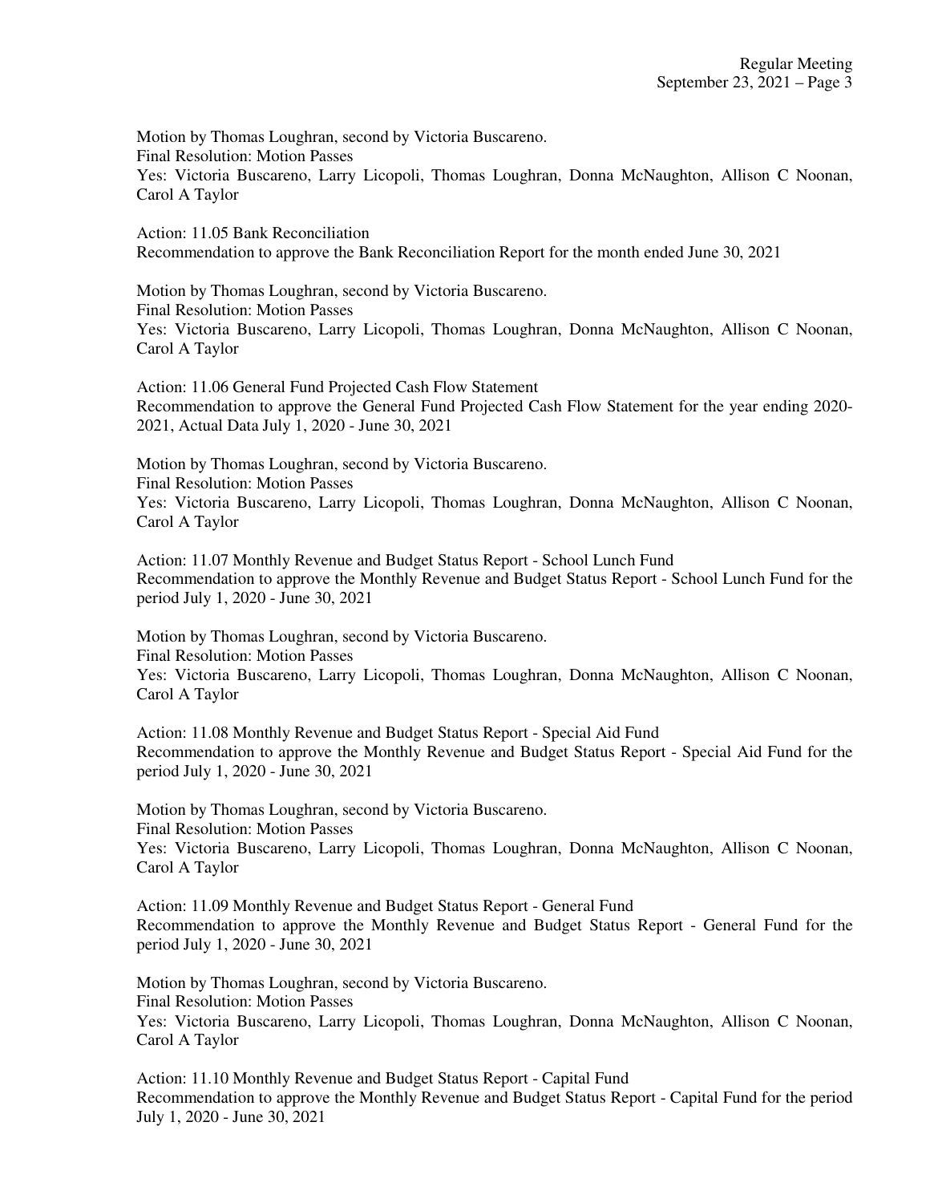Motion by Thomas Loughran, second by Victoria Buscareno.
Final Resolution: Motion Passes
Yes: Victoria Buscareno, Larry Licopoli, Thomas Loughran, Donna McNaughton, Allison C Noonan, Carol A Taylor

Action: 11.05 Bank Reconciliation
Recommendation to approve the Bank Reconciliation Report for the month ended June 30, 2021

Motion by Thomas Loughran, second by Victoria Buscareno.
Final Resolution: Motion Passes
Yes: Victoria Buscareno, Larry Licopoli, Thomas Loughran, Donna McNaughton, Allison C Noonan, Carol A Taylor

Action: 11.06 General Fund Projected Cash Flow Statement
Recommendation to approve the General Fund Projected Cash Flow Statement for the year ending 2020-2021, Actual Data July 1, 2020 - June 30, 2021

Motion by Thomas Loughran, second by Victoria Buscareno.
Final Resolution: Motion Passes
Yes: Victoria Buscareno, Larry Licopoli, Thomas Loughran, Donna McNaughton, Allison C Noonan, Carol A Taylor

Action: 11.07 Monthly Revenue and Budget Status Report - School Lunch Fund
Recommendation to approve the Monthly Revenue and Budget Status Report - School Lunch Fund for the period July 1, 2020 - June 30, 2021

Motion by Thomas Loughran, second by Victoria Buscareno.
Final Resolution: Motion Passes
Yes: Victoria Buscareno, Larry Licopoli, Thomas Loughran, Donna McNaughton, Allison C Noonan, Carol A Taylor

Action: 11.08 Monthly Revenue and Budget Status Report - Special Aid Fund
Recommendation to approve the Monthly Revenue and Budget Status Report - Special Aid Fund for the period July 1, 2020 - June 30, 2021

Motion by Thomas Loughran, second by Victoria Buscareno.
Final Resolution: Motion Passes
Yes: Victoria Buscareno, Larry Licopoli, Thomas Loughran, Donna McNaughton, Allison C Noonan, Carol A Taylor

Action: 11.09 Monthly Revenue and Budget Status Report - General Fund
Recommendation to approve the Monthly Revenue and Budget Status Report - General Fund for the period July 1, 2020 - June 30, 2021

Motion by Thomas Loughran, second by Victoria Buscareno.
Final Resolution: Motion Passes
Yes: Victoria Buscareno, Larry Licopoli, Thomas Loughran, Donna McNaughton, Allison C Noonan, Carol A Taylor

Action: 11.10 Monthly Revenue and Budget Status Report - Capital Fund
Recommendation to approve the Monthly Revenue and Budget Status Report - Capital Fund for the period July 1, 2020 - June 30, 2021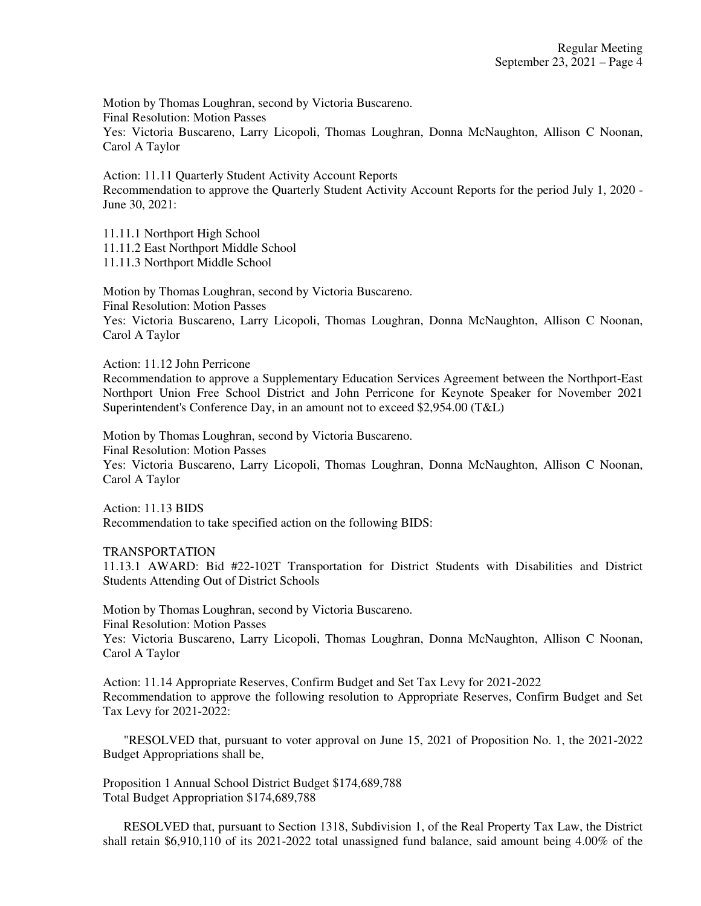Motion by Thomas Loughran, second by Victoria Buscareno.
Final Resolution: Motion Passes
Yes: Victoria Buscareno, Larry Licopoli, Thomas Loughran, Donna McNaughton, Allison C Noonan, Carol A Taylor

Action: 11.11 Quarterly Student Activity Account Reports
Recommendation to approve the Quarterly Student Activity Account Reports for the period July 1, 2020 - June 30, 2021:

11.11.1 Northport High School
11.11.2 East Northport Middle School
11.11.3 Northport Middle School

Motion by Thomas Loughran, second by Victoria Buscareno.
Final Resolution: Motion Passes
Yes: Victoria Buscareno, Larry Licopoli, Thomas Loughran, Donna McNaughton, Allison C Noonan, Carol A Taylor

Action: 11.12 John Perricone
Recommendation to approve a Supplementary Education Services Agreement between the Northport-East Northport Union Free School District and John Perricone for Keynote Speaker for November 2021 Superintendent's Conference Day, in an amount not to exceed $2,954.00 (T&L)

Motion by Thomas Loughran, second by Victoria Buscareno.
Final Resolution: Motion Passes
Yes: Victoria Buscareno, Larry Licopoli, Thomas Loughran, Donna McNaughton, Allison C Noonan, Carol A Taylor

Action: 11.13 BIDS
Recommendation to take specified action on the following BIDS:

TRANSPORTATION
11.13.1 AWARD: Bid #22-102T Transportation for District Students with Disabilities and District Students Attending Out of District Schools

Motion by Thomas Loughran, second by Victoria Buscareno.
Final Resolution: Motion Passes
Yes: Victoria Buscareno, Larry Licopoli, Thomas Loughran, Donna McNaughton, Allison C Noonan, Carol A Taylor

Action: 11.14 Appropriate Reserves, Confirm Budget and Set Tax Levy for 2021-2022
Recommendation to approve the following resolution to Appropriate Reserves, Confirm Budget and Set Tax Levy for 2021-2022:

"RESOLVED that, pursuant to voter approval on June 15, 2021 of Proposition No. 1, the 2021-2022 Budget Appropriations shall be,

Proposition 1 Annual School District Budget $174,689,788
Total Budget Appropriation $174,689,788

RESOLVED that, pursuant to Section 1318, Subdivision 1, of the Real Property Tax Law, the District shall retain $6,910,110 of its 2021-2022 total unassigned fund balance, said amount being 4.00% of the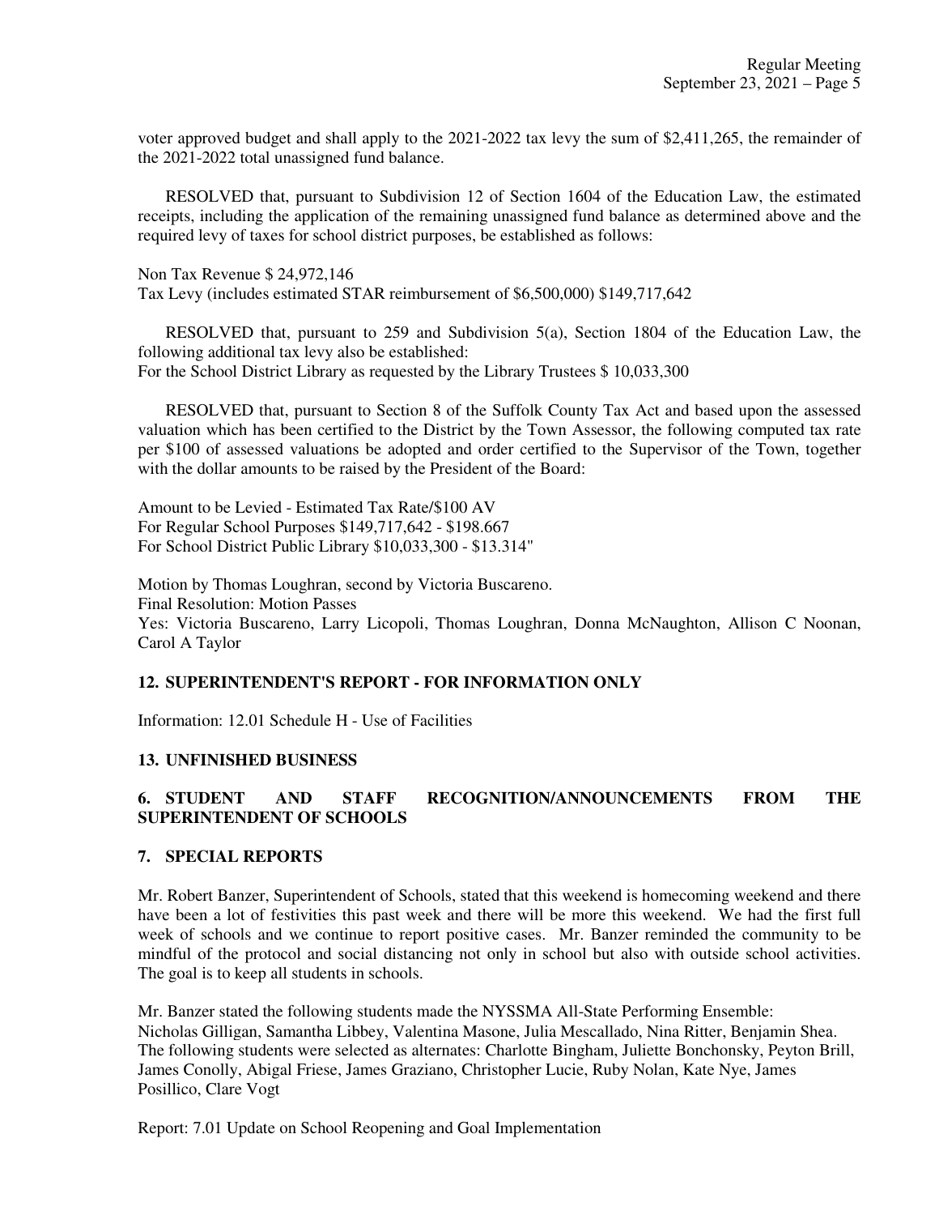voter approved budget and shall apply to the 2021-2022 tax levy the sum of $2,411,265, the remainder of the 2021-2022 total unassigned fund balance.

RESOLVED that, pursuant to Subdivision 12 of Section 1604 of the Education Law, the estimated receipts, including the application of the remaining unassigned fund balance as determined above and the required levy of taxes for school district purposes, be established as follows:

Non Tax Revenue $ 24,972,146
Tax Levy (includes estimated STAR reimbursement of $6,500,000) $149,717,642

RESOLVED that, pursuant to 259 and Subdivision 5(a), Section 1804 of the Education Law, the following additional tax levy also be established:
For the School District Library as requested by the Library Trustees $ 10,033,300

RESOLVED that, pursuant to Section 8 of the Suffolk County Tax Act and based upon the assessed valuation which has been certified to the District by the Town Assessor, the following computed tax rate per $100 of assessed valuations be adopted and order certified to the Supervisor of the Town, together with the dollar amounts to be raised by the President of the Board:

Amount to be Levied - Estimated Tax Rate/$100 AV
For Regular School Purposes $149,717,642 - $198.667
For School District Public Library $10,033,300 - $13.314"

Motion by Thomas Loughran, second by Victoria Buscareno.
Final Resolution: Motion Passes
Yes: Victoria Buscareno, Larry Licopoli, Thomas Loughran, Donna McNaughton, Allison C Noonan, Carol A Taylor

## 12. SUPERINTENDENT'S REPORT - FOR INFORMATION ONLY

Information: 12.01 Schedule H - Use of Facilities

## 13. UNFINISHED BUSINESS

## 6. STUDENT AND STAFF RECOGNITION/ANNOUNCEMENTS FROM THE SUPERINTENDENT OF SCHOOLS

## 7. SPECIAL REPORTS

Mr. Robert Banzer, Superintendent of Schools, stated that this weekend is homecoming weekend and there have been a lot of festivities this past week and there will be more this weekend. We had the first full week of schools and we continue to report positive cases. Mr. Banzer reminded the community to be mindful of the protocol and social distancing not only in school but also with outside school activities. The goal is to keep all students in schools.

Mr. Banzer stated the following students made the NYSSMA All-State Performing Ensemble:
Nicholas Gilligan, Samantha Libbey, Valentina Masone, Julia Mescallado, Nina Ritter, Benjamin Shea.
The following students were selected as alternates: Charlotte Bingham, Juliette Bonchonsky, Peyton Brill, James Conolly, Abigal Friese, James Graziano, Christopher Lucie, Ruby Nolan, Kate Nye, James Posillico, Clare Vogt

Report: 7.01 Update on School Reopening and Goal Implementation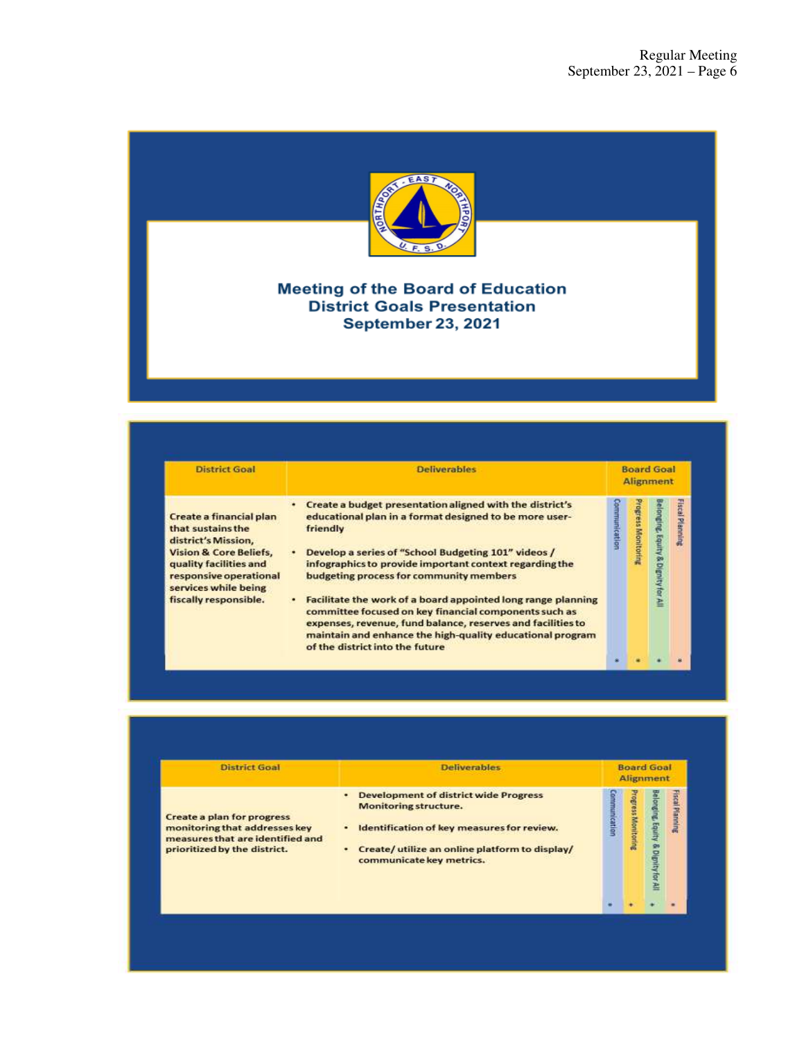**Meeting of the Board of Education**
**District Goals Presentation**
**September 23, 2021**

| District Goal | Deliverables | Board Goal Alignment | | | |
|---|---|---|---|---|---|
| | | Communication | Progress Monitoring | Belonging, Equity & Dignity for All | Fiscal Planning |
| Create a financial plan that sustains the district's Mission, Vision & Core Beliefs, quality facilities and responsive operational services while being fiscally responsible. | • Create a budget presentation aligned with the district's educational plan in a format designed to be more user-friendly<br>• Develop a series of "School Budgeting 101" videos / infographics to provide important context regarding the budgeting process for community members<br>• Facilitate the work of a board appointed long range planning committee focused on key financial components such as expenses, revenue, fund balance, reserves and facilities to maintain and enhance the high-quality educational program of the district into the future | * | * | * | * |

| District Goal | Deliverables | Board Goal Alignment | | | |
|---|---|---|---|---|---|
| | | Communication | Progress Monitoring | Belonging, Equity & Dignity for All | Fiscal Planning |
| Create a plan for progress monitoring that addresses key measures that are identified and prioritized by the district. | • Development of district wide Progress Monitoring structure.<br>• Identification of key measures for review.<br>• Create/ utilize an online platform to display/ communicate key metrics. | * | * | * | * |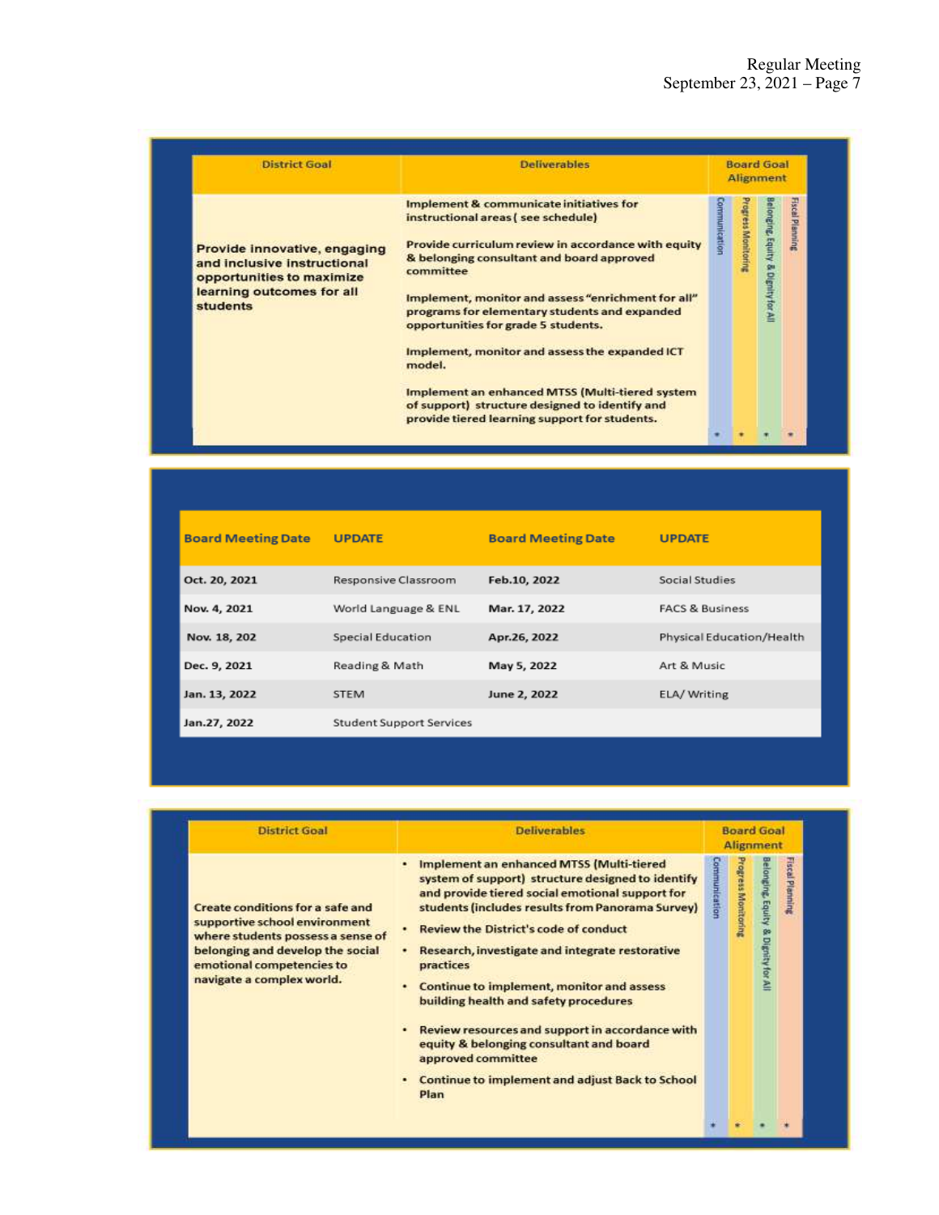| District Goal | Deliverables | Board Goal Alignment | | | |
|---|---|---|---|---|---|
| | | Communication | Progress Monitoring | Belonging, Equity & Dignity for All | Fiscal Planning |
| Provide innovative, engaging and inclusive instructional opportunities to maximize learning outcomes for all students | Implement & communicate initiatives for instructional areas ( see schedule)<br><br>Provide curriculum review in accordance with equity & belonging consultant and board approved committee<br><br>Implement, monitor and assess "enrichment for all" programs for elementary students and expanded opportunities for grade 5 students.<br><br>Implement, monitor and assess the expanded ICT model.<br><br>Implement an enhanced MTSS (Multi-tiered system of support) structure designed to identify and provide tiered learning support for students. | * | * | * | * |

| Board Meeting Date | UPDATE | Board Meeting Date | UPDATE |
|---|---|---|---|
| Oct. 20, 2021 | Responsive Classroom | Feb.10, 2022 | Social Studies |
| Nov. 4, 2021 | World Language & ENL | Mar. 17, 2022 | FACS & Business |
| Nov. 18, 202 | Special Education | Apr.26, 2022 | Physical Education/Health |
| Dec. 9, 2021 | Reading & Math | May 5, 2022 | Art & Music |
| Jan. 13, 2022 | STEM | June 2, 2022 | ELA/ Writing |
| Jan.27, 2022 | Student Support Services | | |

| District Goal | Deliverables | Board Goal Alignment | | | |
|---|---|---|---|---|---|
| | | Communication | Progress Monitoring | Belonging, Equity & Dignity for All | Fiscal Planning |
| Create conditions for a safe and supportive school environment where students possess a sense of belonging and develop the social emotional competencies to navigate a complex world. | • Implement an enhanced MTSS (Multi-tiered system of support) structure designed to identify and provide tiered social emotional support for students (includes results from Panorama Survey)<br>• Review the District's code of conduct<br>• Research, investigate and integrate restorative practices<br>• Continue to implement, monitor and assess building health and safety procedures<br>• Review resources and support in accordance with equity & belonging consultant and board approved committee<br>• Continue to implement and adjust Back to School Plan | * | * | * | * |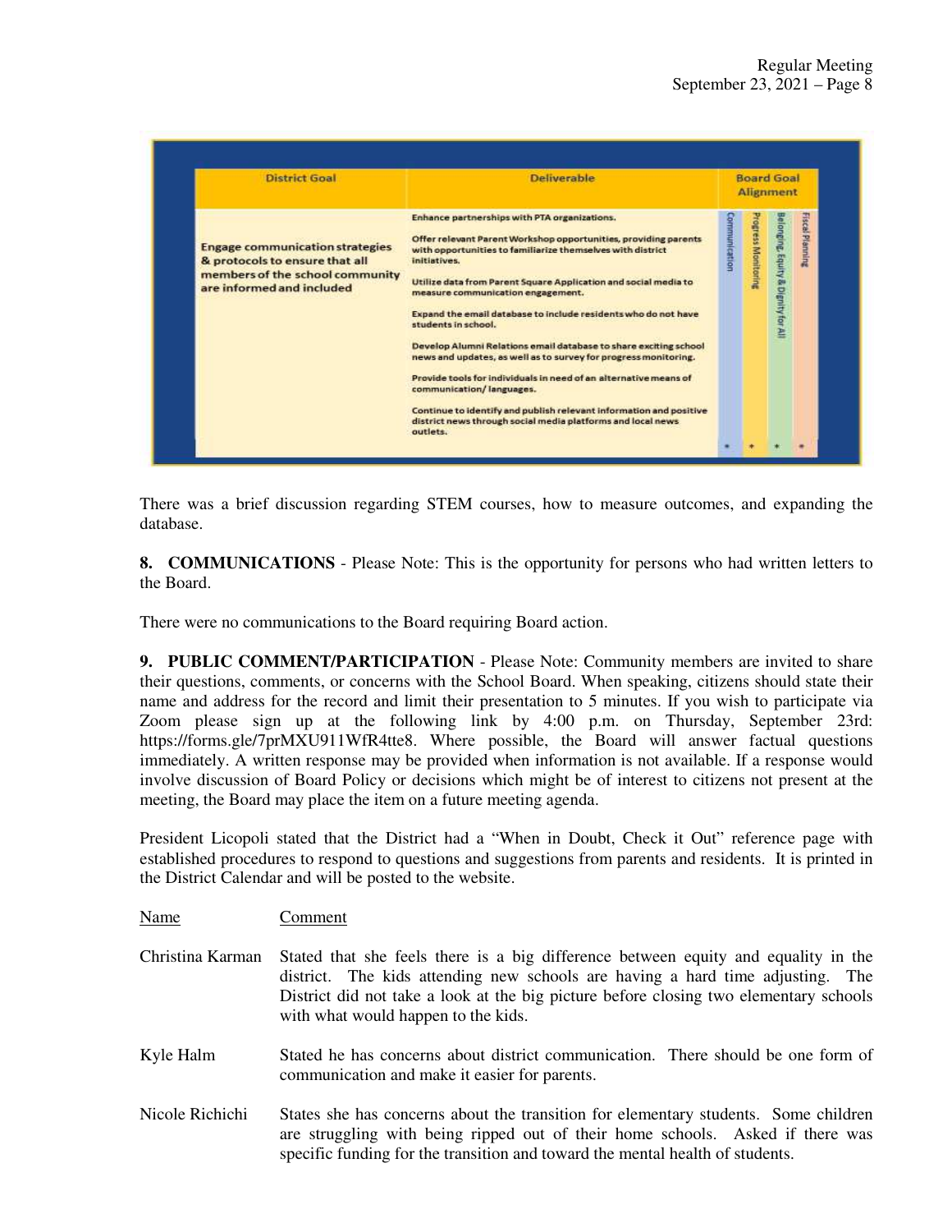| District Goal | Deliverable | Board Goal Alignment | | | |
|---|---|---|---|---|---|
| | | Communication | Progress Monitoring | Belonging, Equity & Dignity for All | Fiscal Planning |
| Engage communication strategies & protocols to ensure that all members of the school community are informed and included | Enhance partnerships with PTA organizations.<br><br>Offer relevant Parent Workshop opportunities, providing parents with opportunities to familiarize themselves with district initiatives.<br><br>Utilize data from Parent Square Application and social media to measure communication engagement.<br><br>Expand the email database to include residents who do not have students in school.<br><br>Develop Alumni Relations email database to share exciting school news and updates, as well as to survey for progress monitoring.<br><br>Provide tools for individuals in need of an alternative means of communication/ languages.<br><br>Continue to identify and publish relevant information and positive district news through social media platforms and local news outlets. | * | * | * | * |

There was a brief discussion regarding STEM courses, how to measure outcomes, and expanding the database.

**8. COMMUNICATIONS** - Please Note: This is the opportunity for persons who had written letters to the Board.

There were no communications to the Board requiring Board action.

**9. PUBLIC COMMENT/PARTICIPATION** - Please Note: Community members are invited to share their questions, comments, or concerns with the School Board. When speaking, citizens should state their name and address for the record and limit their presentation to 5 minutes. If you wish to participate via Zoom please sign up at the following link by 4:00 p.m. on Thursday, September 23rd: https://forms.gle/7prMXU911WfR4tte8. Where possible, the Board will answer factual questions immediately. A written response may be provided when information is not available. If a response would involve discussion of Board Policy or decisions which might be of interest to citizens not present at the meeting, the Board may place the item on a future meeting agenda.

President Licopoli stated that the District had a "When in Doubt, Check it Out" reference page with established procedures to respond to questions and suggestions from parents and residents. It is printed in the District Calendar and will be posted to the website.

| Name | Comment |
|---|---|
| Christina Karman | Stated that she feels there is a big difference between equity and equality in the district. The kids attending new schools are having a hard time adjusting. The District did not take a look at the big picture before closing two elementary schools with what would happen to the kids. |
| Kyle Halm | Stated he has concerns about district communication. There should be one form of communication and make it easier for parents. |
| Nicole Richichi | States she has concerns about the transition for elementary students. Some children are struggling with being ripped out of their home schools. Asked if there was specific funding for the transition and toward the mental health of students. |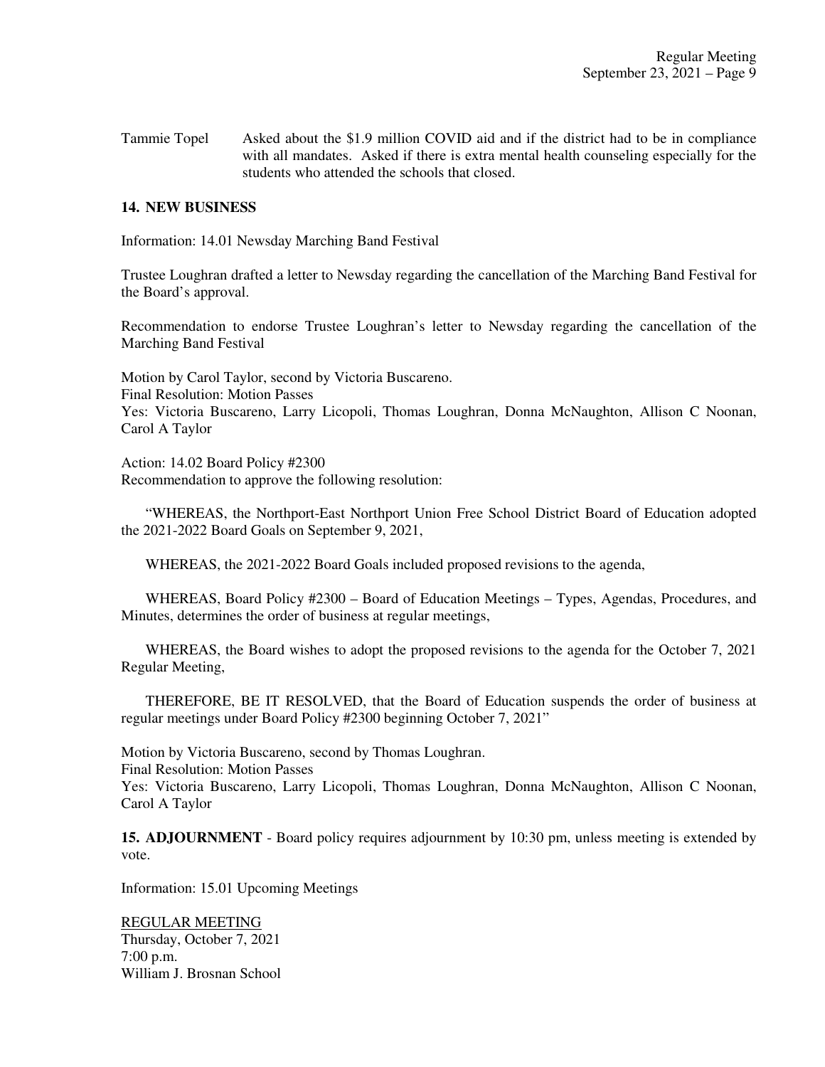Tammie Topel — Asked about the $1.9 million COVID aid and if the district had to be in compliance with all mandates. Asked if there is extra mental health counseling especially for the students who attended the schools that closed.

**14. NEW BUSINESS**

Information: 14.01 Newsday Marching Band Festival

Trustee Loughran drafted a letter to Newsday regarding the cancellation of the Marching Band Festival for the Board's approval.

Recommendation to endorse Trustee Loughran's letter to Newsday regarding the cancellation of the Marching Band Festival

Motion by Carol Taylor, second by Victoria Buscareno.
Final Resolution: Motion Passes
Yes: Victoria Buscareno, Larry Licopoli, Thomas Loughran, Donna McNaughton, Allison C Noonan, Carol A Taylor

Action: 14.02 Board Policy #2300
Recommendation to approve the following resolution:

"WHEREAS, the Northport-East Northport Union Free School District Board of Education adopted the 2021-2022 Board Goals on September 9, 2021,

WHEREAS, the 2021-2022 Board Goals included proposed revisions to the agenda,

WHEREAS, Board Policy #2300 – Board of Education Meetings – Types, Agendas, Procedures, and Minutes, determines the order of business at regular meetings,

WHEREAS, the Board wishes to adopt the proposed revisions to the agenda for the October 7, 2021 Regular Meeting,

THEREFORE, BE IT RESOLVED, that the Board of Education suspends the order of business at regular meetings under Board Policy #2300 beginning October 7, 2021"

Motion by Victoria Buscareno, second by Thomas Loughran.
Final Resolution: Motion Passes
Yes: Victoria Buscareno, Larry Licopoli, Thomas Loughran, Donna McNaughton, Allison C Noonan, Carol A Taylor

**15. ADJOURNMENT** - Board policy requires adjournment by 10:30 pm, unless meeting is extended by vote.

Information: 15.01 Upcoming Meetings

<u>REGULAR MEETING</u>
Thursday, October 7, 2021
7:00 p.m.
William J. Brosnan School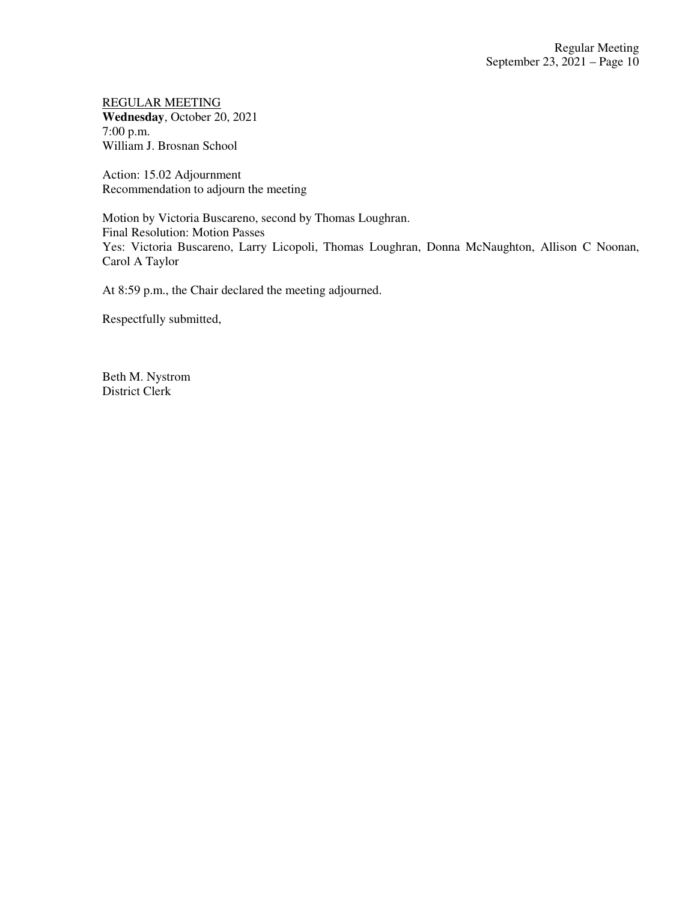<u>REGULAR MEETING</u>
**Wednesday**, October 20, 2021
7:00 p.m.
William J. Brosnan School

Action: 15.02 Adjournment
Recommendation to adjourn the meeting

Motion by Victoria Buscareno, second by Thomas Loughran.
Final Resolution: Motion Passes
Yes: Victoria Buscareno, Larry Licopoli, Thomas Loughran, Donna McNaughton, Allison C Noonan, Carol A Taylor

At 8:59 p.m., the Chair declared the meeting adjourned.

Respectfully submitted,

Beth M. Nystrom
District Clerk